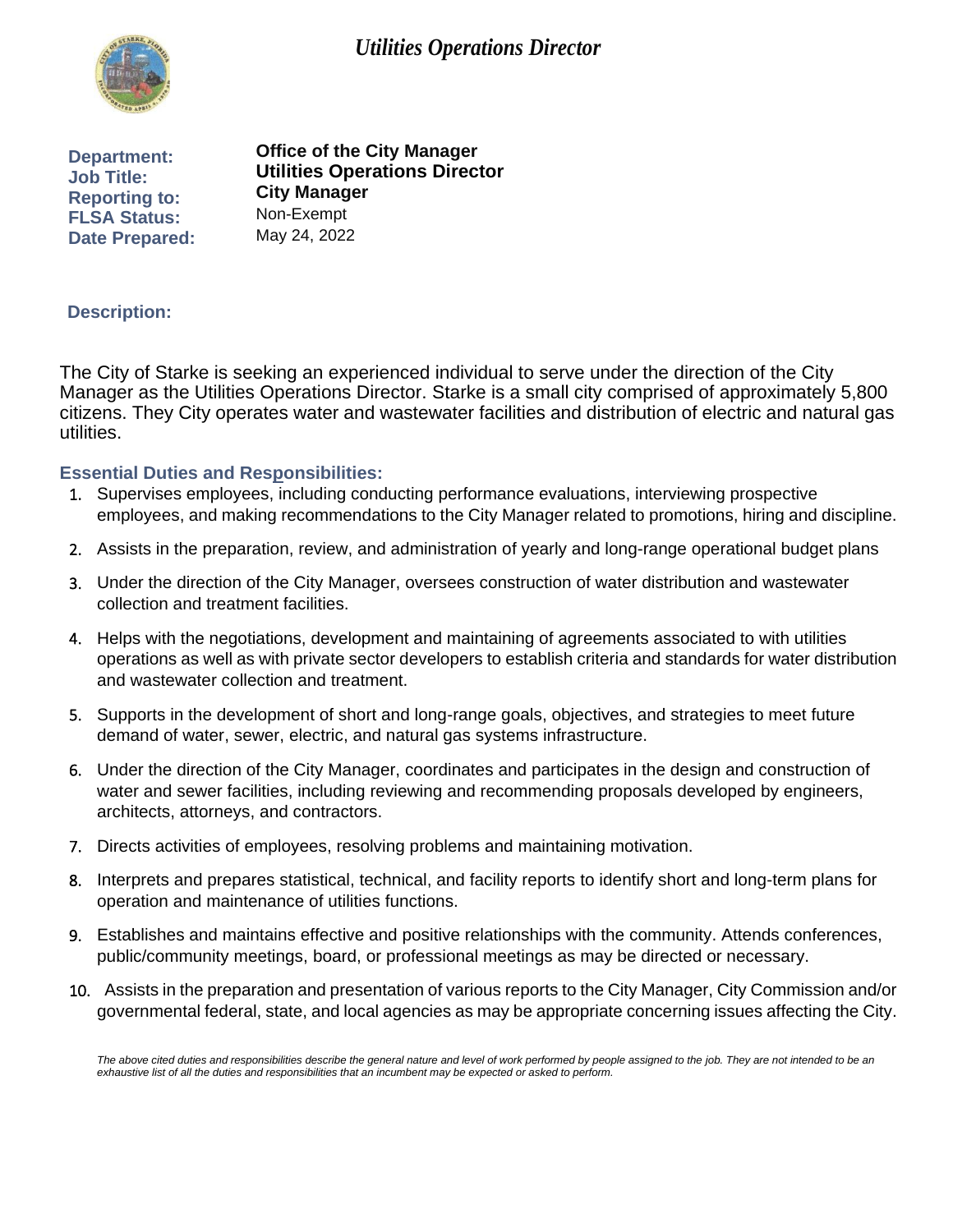# *Utilities Operations Director*

**Department:** **Office of the City Manager**
**Job Title:** **Utilities Operations Director**
**Reporting to:** **City Manager**
**FLSA Status:** Non-Exempt
**Date Prepared:** May 24, 2022

## Description:

The City of Starke is seeking an experienced individual to serve under the direction of the City Manager as the Utilities Operations Director. Starke is a small city comprised of approximately 5,800 citizens. They City operates water and wastewater facilities and distribution of electric and natural gas utilities.

## Essential Duties and Responsibilities:

1. Supervises employees, including conducting performance evaluations, interviewing prospective employees, and making recommendations to the City Manager related to promotions, hiring and discipline.
2. Assists in the preparation, review, and administration of yearly and long-range operational budget plans
3. Under the direction of the City Manager, oversees construction of water distribution and wastewater collection and treatment facilities.
4. Helps with the negotiations, development and maintaining of agreements associated to with utilities operations as well as with private sector developers to establish criteria and standards for water distribution and wastewater collection and treatment.
5. Supports in the development of short and long-range goals, objectives, and strategies to meet future demand of water, sewer, electric, and natural gas systems infrastructure.
6. Under the direction of the City Manager, coordinates and participates in the design and construction of water and sewer facilities, including reviewing and recommending proposals developed by engineers, architects, attorneys, and contractors.
7. Directs activities of employees, resolving problems and maintaining motivation.
8. Interprets and prepares statistical, technical, and facility reports to identify short and long-term plans for operation and maintenance of utilities functions.
9. Establishes and maintains effective and positive relationships with the community. Attends conferences, public/community meetings, board, or professional meetings as may be directed or necessary.
10. Assists in the preparation and presentation of various reports to the City Manager, City Commission and/or governmental federal, state, and local agencies as may be appropriate concerning issues affecting the City.

*The above cited duties and responsibilities describe the general nature and level of work performed by people assigned to the job. They are not intended to be an exhaustive list of all the duties and responsibilities that an incumbent may be expected or asked to perform.*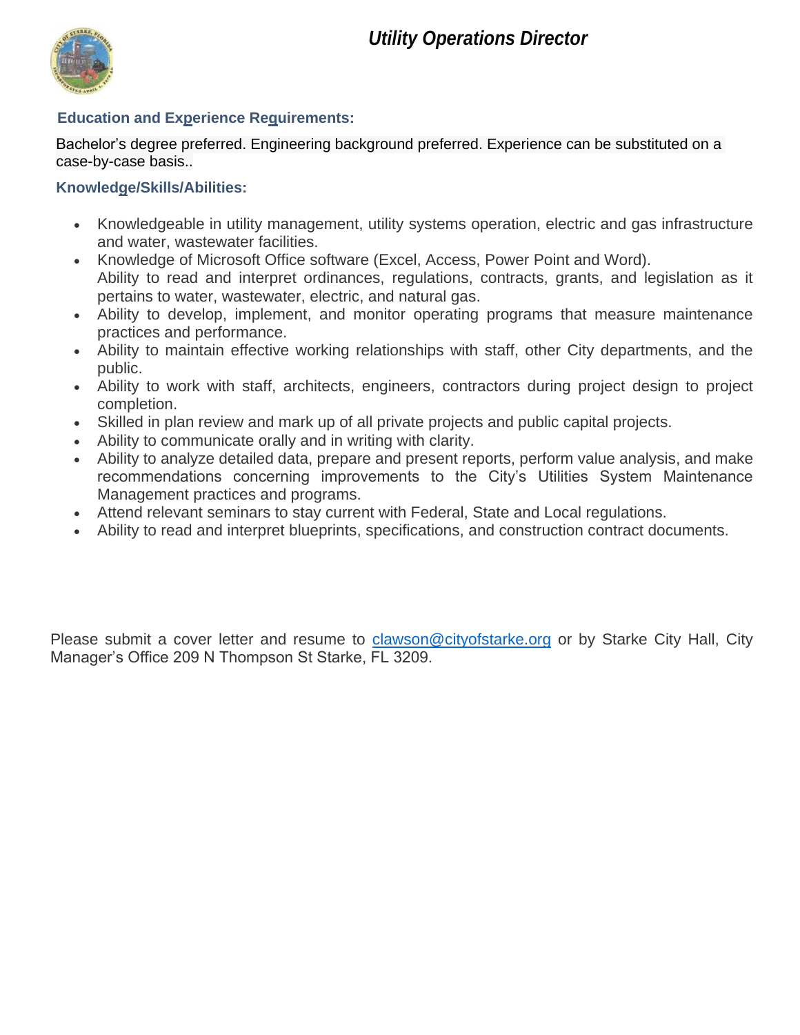# *Utility Operations Director*

**Education and Experience Requirements:**

Bachelor's degree preferred. Engineering background preferred. Experience can be substituted on a case-by-case basis..

**Knowledge/Skills/Abilities:**

- Knowledgeable in utility management, utility systems operation, electric and gas infrastructure and water, wastewater facilities.
- Knowledge of Microsoft Office software (Excel, Access, Power Point and Word).
  Ability to read and interpret ordinances, regulations, contracts, grants, and legislation as it pertains to water, wastewater, electric, and natural gas.
- Ability to develop, implement, and monitor operating programs that measure maintenance practices and performance.
- Ability to maintain effective working relationships with staff, other City departments, and the public.
- Ability to work with staff, architects, engineers, contractors during project design to project completion.
- Skilled in plan review and mark up of all private projects and public capital projects.
- Ability to communicate orally and in writing with clarity.
- Ability to analyze detailed data, prepare and present reports, perform value analysis, and make recommendations concerning improvements to the City's Utilities System Maintenance Management practices and programs.
- Attend relevant seminars to stay current with Federal, State and Local regulations.
- Ability to read and interpret blueprints, specifications, and construction contract documents.

Please submit a cover letter and resume to clawson@cityofstarke.org or by Starke City Hall, City Manager's Office 209 N Thompson St Starke, FL 3209.